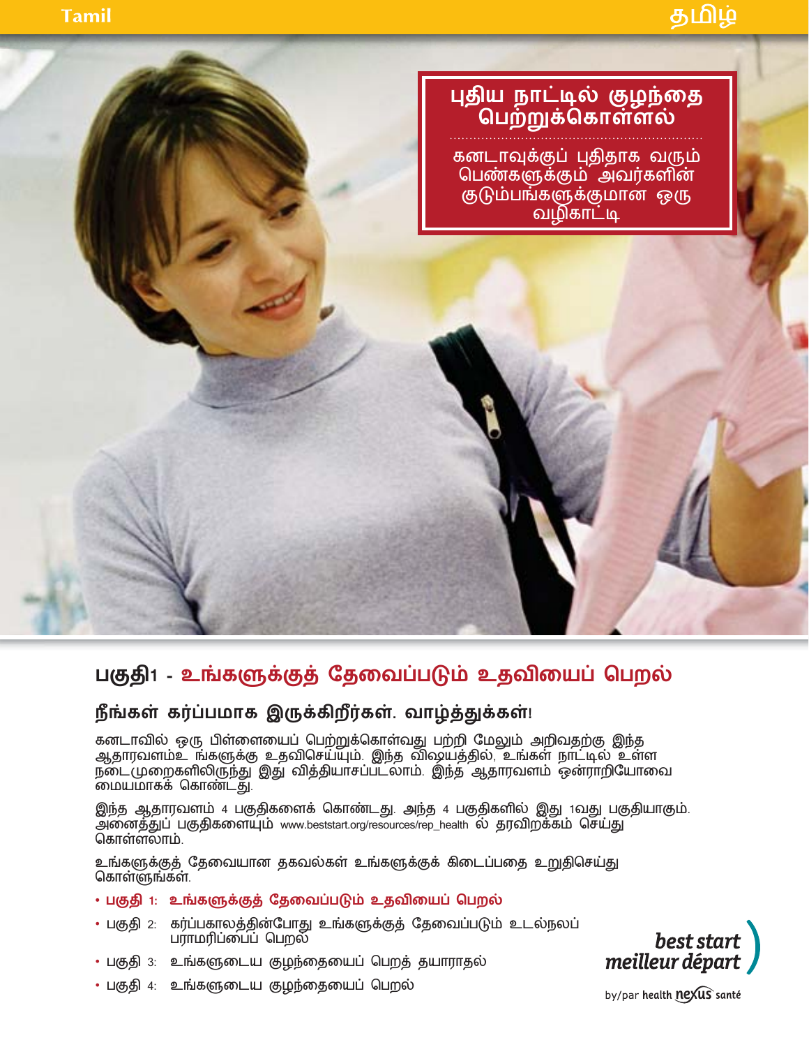# புதிய நாட்டில் குழந்தை பெற்றுக்கொள்ளல்

கனடாவுக்குப் புதிதாக வரும் பெண்களுக்கும் அவர்களின் குடும்பங்களுக்குமான ஒரு வழிகாட்டி

## பகுதி1 - உங்களுக்குத் தேவைப்படும் உதவியைப் பெறல்

### நீங்கள் கர்ப்பமாக இருக்கிறீர்கள். வாழ்த்துக்கள்!

கனடாவில் ஒரு பிள்ளையைப் பெற்றுக்கொள்வது பற்றி மேலும் அறிவதற்கு இந்த ஆதாரவளம்உ ங்களுக்கு உதவிசெய்யும். இந்த விஷயத்தில், உங்கள் நாட்டில் உள்ள நடைமுறைகளிலிருந்து இது வித்தியாசப்படலாம். இந்த ஆதாரவளம் ஒன்ராறியோவை மையமாகக் கொண்டது.

இந்த ஆதாரவளம் 4 பகுதிகளைக் கொண்டது. அந்த 4 பகுதிகளில் இது 1வது பகுதியாகும். அனைத்துப் பகுதிகளையும் www.beststart.org/resources/rep_health ல் தரவிறக்கம் செய்து கொள்ளலாம்.

உங்களுக்குத் தேவையான தகவல்கள் உங்களுக்குக் கிடைப்பதை உறுதிசெய்து கொள்ளுங்கள்.

- **பகுதி 1: உங்களுக்குத் தேவைப்படும் உதவியைப் பெறல்**
- பகுதி 2: கர்ப்பகாலத்தின்போது உங்களுக்குத் தேவைப்படும் உடல்நலப் பராமரிப்பைப் பெறல்
- பகுதி 3: உங்களுடைய குழந்தையைப் பெறத் தயாராதல்
- பகுதி 4: உங்களுடைய குழந்தையைப் பெறல்

best start
meilleur départ
by/par health nexus santé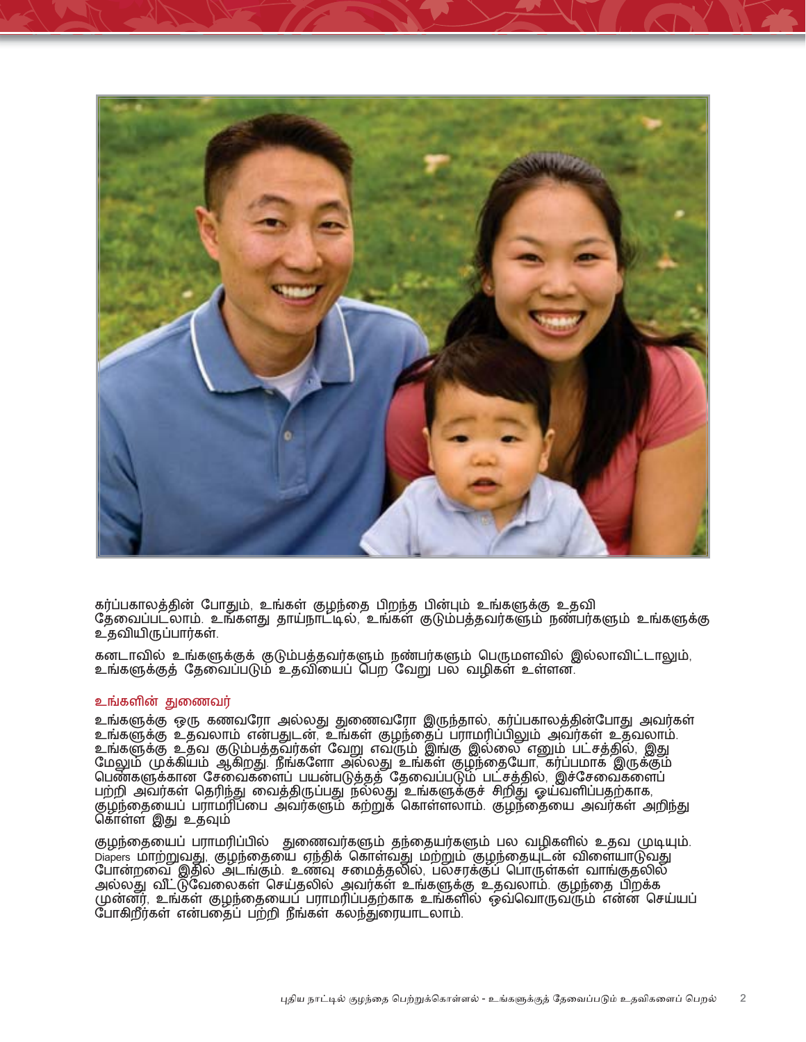கர்ப்பகாலத்தின் போதும், உங்கள் குழந்தை பிறந்த பின்பும் உங்களுக்கு உதவி தேவைப்படலாம். உங்களது தாய்நாட்டில், உங்கள் குடும்பத்தவர்களும் நண்பர்களும் உங்களுக்கு உதவியிருப்பார்கள்.

கனடாவில் உங்களுக்குக் குடும்பத்தவர்களும் நண்பர்களும் பெருமளவில் இல்லாவிட்டாலும், உங்களுக்குத் தேவைப்படும் உதவியைப் பெற வேறு பல வழிகள் உள்ளன.

### உங்களின் துணைவர்

உங்களுக்கு ஒரு கணவரோ அல்லது துணைவரோ இருந்தால், கர்ப்பகாலத்தின்போது அவர்கள் உங்களுக்கு உதவலாம் என்பதுடன், உங்கள் குழந்தைப் பராமரிப்பிலும் அவர்கள் உதவலாம். உங்களுக்கு உதவ குடும்பத்தவர்கள் வேறு எவரும் இங்கு இல்லை எனும் பட்சத்தில், இது மேலும் முக்கியம் ஆகிறது. நீங்களோ அல்லது உங்கள் குழந்தையோ, கர்ப்பமாக இருக்கும் பெண்களுக்கான சேவைகளைப் பயன்படுத்தத் தேவைப்படும் பட்சத்தில், இச்சேவைகளைப் பற்றி அவர்கள் தெரிந்து வைத்திருப்பது நல்லது உங்களுக்குச் சிறிது ஓய்வளிப்பதற்காக, குழந்தையைப் பராமரிப்பை அவர்களும் கற்றுக் கொள்ளலாம். குழந்தையை அவர்கள் அறிந்து கொள்ள இது உதவும்

குழந்தையைப் பராமரிப்பில் துணைவர்களும் தந்தையர்களும் பல வழிகளில் உதவ முடியும். Diapers மாற்றுவது, குழந்தையை ஏந்திக் கொள்வது மற்றும் குழந்தையுடன் விளையாடுவது போன்றவை இதில் அடங்கும். உணவு சமைத்தலில், பலசரக்குப் பொருள்கள் வாங்குதலில் அல்லது வீட்டுவேலைகள் செய்தலில் அவர்கள் உங்களுக்கு உதவலாம். குழந்தை பிறக்க முன்னர், உங்கள் குழந்தையைப் பராமரிப்பதற்காக உங்களில் ஒவ்வொருவரும் என்ன செய்யப் போகிறீர்கள் என்பதைப் பற்றி நீங்கள் கலந்துரையாடலாம்.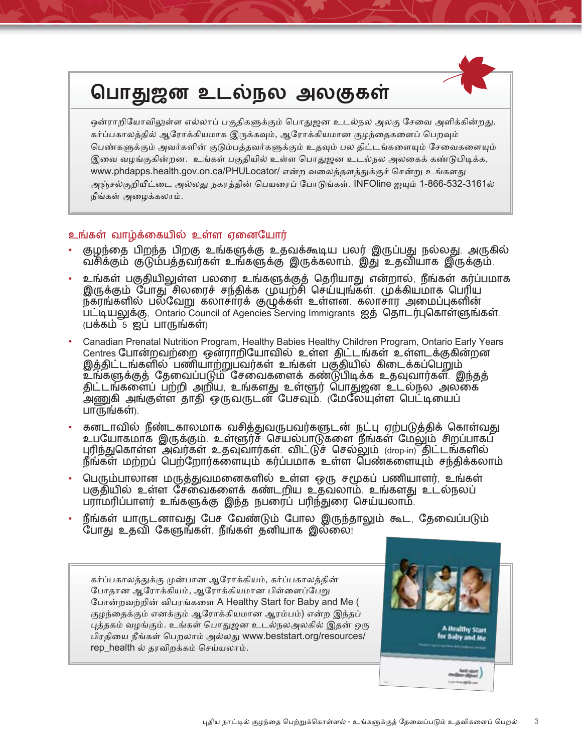# பொதுஜன உடல்நல அலகுகள்

ஒன்ராறியோவிலுள்ள எல்லாப் பகுதிகளுக்கும் பொதுஜன உடல்நல அலகு சேவை அளிக்கின்றது. கர்ப்பகாலத்தில் ஆரோக்கியமாக இருக்கவும், ஆரோக்கியமான குழந்தைகளைப் பெறவும் பெண்களுக்கும் அவர்களின் குடும்பத்தவர்களுக்கும் உதவும் பல திட்டங்களையும் சேவைகளையும் இவை வழங்குகின்றன. உங்கள் பகுதியில் உள்ள பொதுஜன உடல்நல அலகைக் கண்டுபிடிக்க, www.phdapps.health.gov.on.ca/PHULocator/ என்ற வலைத்தளத்துக்குச் சென்று உங்களது அஞ்சல்குறியீட்டை அல்லது நகரத்தின் பெயரைப் போடுங்கள். INFOline ஐயும் 1-866-532-3161ல் நீங்கள் அழைக்கலாம்.

## உங்கள் வாழ்க்கையில் உள்ள ஏனையோர்

- குழந்தை பிறந்த பிறகு உங்களுக்கு உதவக்கூடிய பலர் இருப்பது நல்லது. அருகில் வசிக்கும் குடும்பத்தவர்கள் உங்களுக்கு இருக்கலாம், இது உதவியாக இருக்கும்.
- உங்கள் பகுதியிலுள்ள பலரை உங்களுக்குத் தெரியாது என்றால், நீங்கள் கர்ப்பமாக இருக்கும் போது சிலரைச் சந்திக்க முயற்சி செய்யுங்கள். முக்கியமாக பெரிய நகரங்களில் பல்வேறு கலாசாரக் குழுக்கள் உள்ளன. கலாசார அமைப்புகளின் பட்டியலுக்கு, Ontario Council of Agencies Serving Immigrants ஐத் தொடர்புகொள்ளுங்கள். (பக்கம் 5 ஐப் பாருங்கள்)
- Canadian Prenatal Nutrition Program, Healthy Babies Healthy Children Program, Ontario Early Years Centres போன்றவற்றை ஒன்ராறியோவில் உள்ள திட்டங்கள் உள்ளடக்குகின்றன இத்திட்டங்களில் பணியாற்றுபவர்கள் உங்கள் பகுதியில் கிடைக்கப்பெறும் உங்களுக்குத் தேவைப்படும் சேவைகளைக் கண்டுபிடிக்க உதவுவார்கள். இந்தத் திட்டங்களைப் பற்றி அறிய, உங்களது உள்ளூர் பொதுஜன உடல்நல அலகை அணுகி அங்குள்ள தாதி ஒருவருடன் பேசவும். (மேலேயுள்ள பெட்டியைப் பாருங்கள்).
- கனடாவில் நீண்டகாலமாக வசித்துவருபவர்களுடன் நட்பு ஏற்படுத்திக் கொள்வது உபயோகமாக இருக்கும். உள்ளூர்ச் செயல்பாடுகளை நீங்கள் மேலும் சிறப்பாகப் புரிந்துகொள்ள அவர்கள் உதவுவார்கள். விட்டுச் செல்லும் (drop-in) திட்டங்களில் நீங்கள் மற்றப் பெற்றோர்களையும் கர்ப்பமாக உள்ள பெண்களையும் சந்திக்கலாம்
- பெரும்பாலான மருத்துவமனைகளில் உள்ள ஒரு சமூகப் பணியாளர், உங்கள் பகுதியில் உள்ள சேவைகளைக் கண்டறிய உதவலாம். உங்களது உடல்நலப் பராமரிப்பாளர் உங்களுக்கு இந்த நபரைப் பரிந்துரை செய்யலாம்.
- நீங்கள் யாருடனாவது பேச வேண்டும் போல இருந்தாலும் கூட, தேவைப்படும் போது உதவி கேளுங்கள். நீங்கள் தனியாக இல்லை!

கர்ப்பகாலத்துக்கு முன்பான ஆரோக்கியம், கர்ப்பகாலத்தின் போதான ஆரோக்கியம், ஆரோக்கியமான பிள்ளைப்பேறு போன்றவற்றின் விபரங்களை A Healthy Start for Baby and Me ( குழந்தைக்கும் எனக்கும் ஆரோக்கியமான ஆரம்பம்) என்ற இந்தப் புத்தகம் வழங்கும். உங்கள் பொதுஜன உடல்நலஅலகில் இதன் ஒரு பிரதியை நீங்கள் பெறலாம் அல்லது www.beststart.org/resources/rep_health ல் தரவிறக்கம் செய்யலாம்.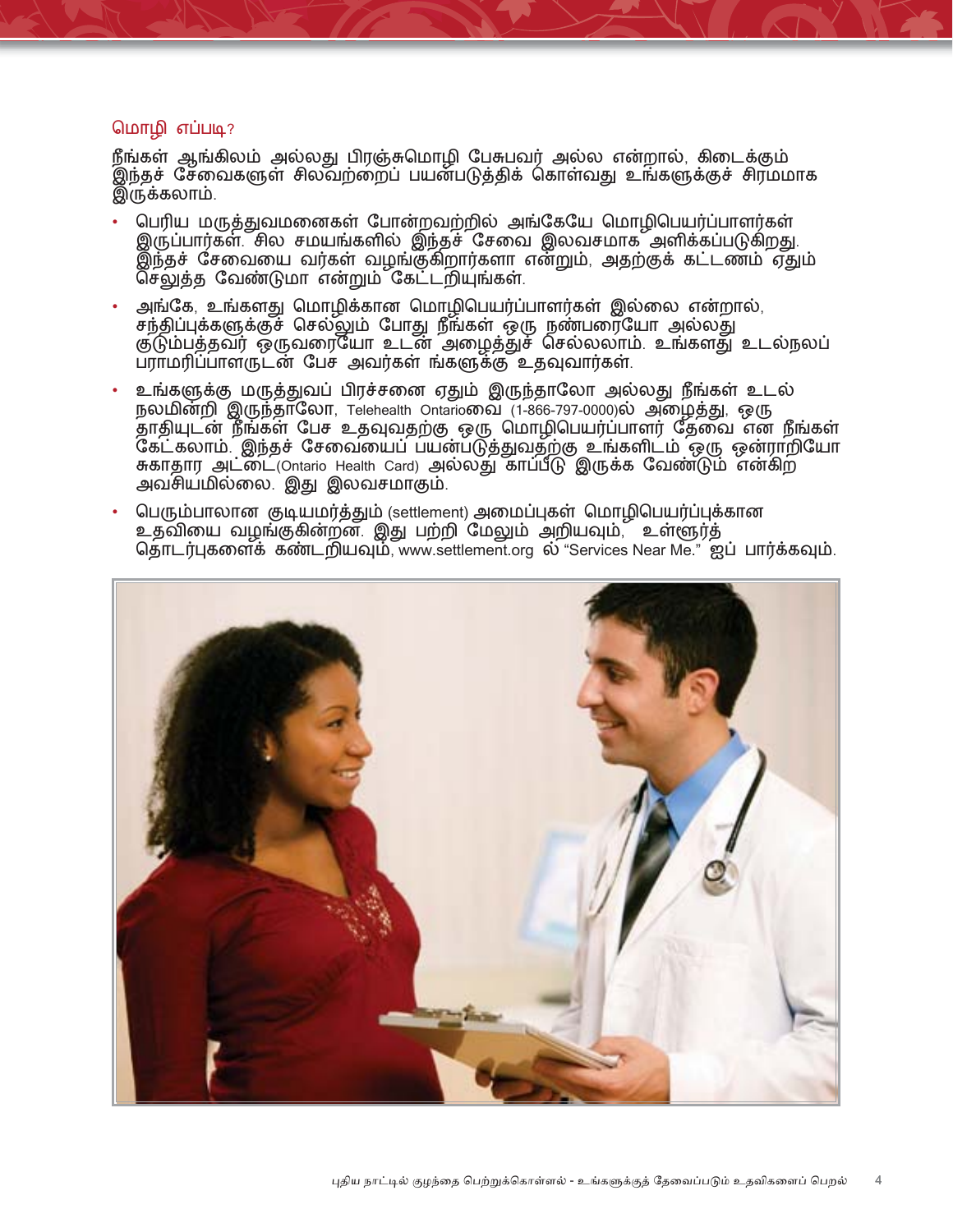## மொழி எப்படி?

நீங்கள் ஆங்கிலம் அல்லது பிரஞ்சுமொழி பேசுபவர் அல்ல என்றால், கிடைக்கும் இந்தச் சேவைகளுள் சிலவற்றைப் பயன்படுத்திக் கொள்வது உங்களுக்குச் சிரமமாக இருக்கலாம்.

- பெரிய மருத்துவமனைகள் போன்றவற்றில் அங்கேயே மொழிபெயர்ப்பாளர்கள் இருப்பார்கள். சில சமயங்களில் இந்தச் சேவை இலவசமாக அளிக்கப்படுகிறது. இந்தச் சேவையை வர்கள் வழங்குகிறார்களா என்றும், அதற்குக் கட்டணம் ஏதும் செலுத்த வேண்டுமா என்றும் கேட்டறியுங்கள்.
- அங்கே, உங்களது மொழிக்கான மொழிபெயர்ப்பாளர்கள் இல்லை என்றால், சந்திப்புக்களுக்குச் செல்லும் போது நீங்கள் ஒரு நண்பரையோ அல்லது குடும்பத்தவர் ஒருவரையோ உடன் அழைத்துச் செல்லலாம். உங்களது உடல்நலப் பராமரிப்பாளருடன் பேச அவர்கள் ங்களுக்கு உதவுவார்கள்.
- உங்களுக்கு மருத்துவப் பிரச்சனை ஏதும் இருந்தாலோ அல்லது நீங்கள் உடல் நலமின்றி இருந்தாலோ, Telehealth Ontarioவை (1-866-797-0000)ல் அழைத்து, ஒரு தாதியுடன் நீங்கள் பேச உதவுவதற்கு ஒரு மொழிபெயர்ப்பாளர் தேவை என நீங்கள் கேட்கலாம். இந்தச் சேவையைப் பயன்படுத்துவதற்கு உங்களிடம் ஒரு ஒன்ராறியோ சுகாதார அட்டை(Ontario Health Card) அல்லது காப்பீடு இருக்க வேண்டும் என்கிற அவசியமில்லை. இது இலவசமாகும்.
- பெரும்பாலான குடியமர்த்தும் (settlement) அமைப்புகள் மொழிபெயர்ப்புக்கான உதவியை வழங்குகின்றன. இது பற்றி மேலும் அறியவும், உள்ளூர்த் தொடர்புகளைக் கண்டறியவும், www.settlement.org ல் "Services Near Me." ஐப் பார்க்கவும்.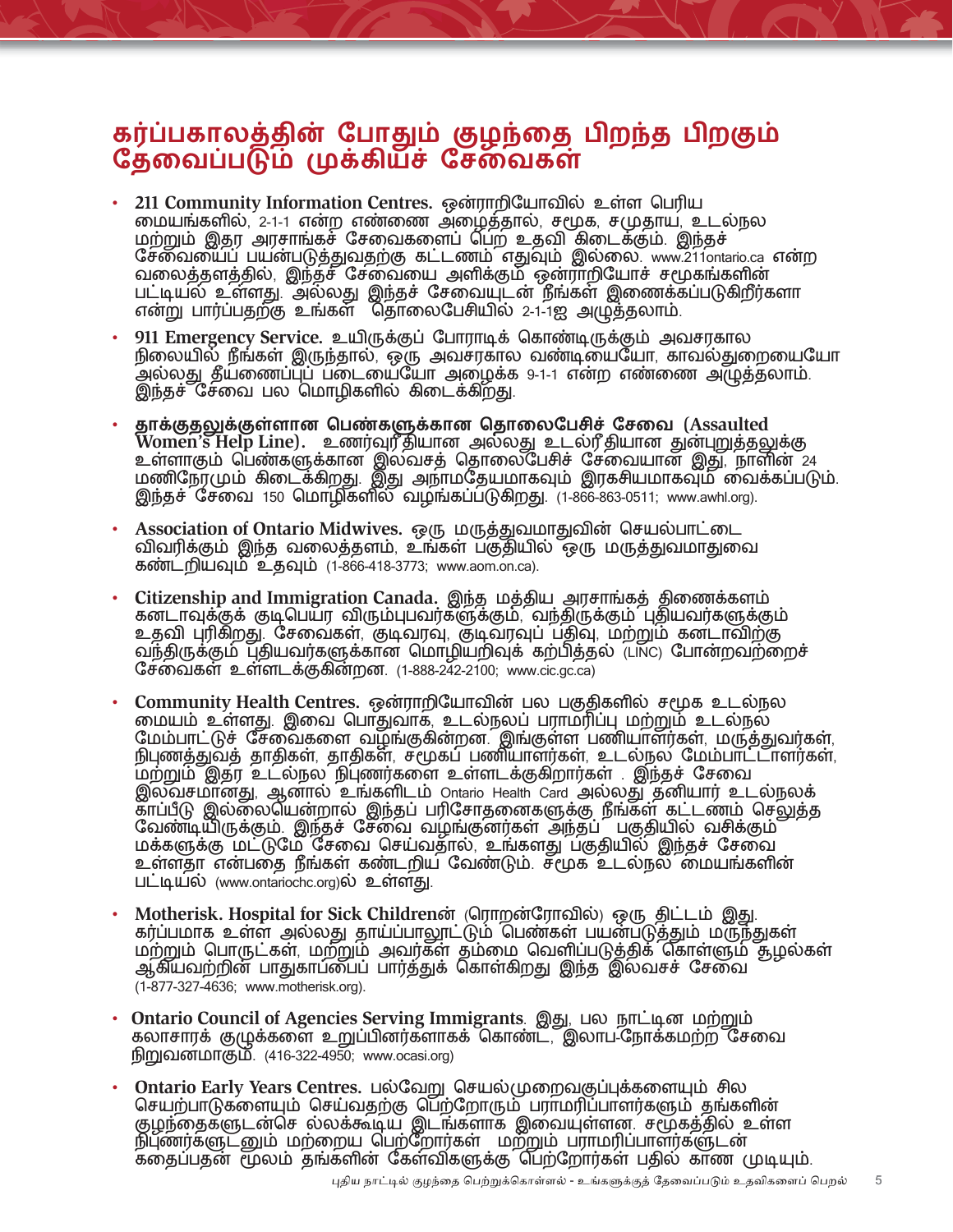# கர்ப்பகாலத்தின் போதும் குழந்தை பிறந்த பிறகும் தேவைப்படும் முக்கியச் சேவைகள்

- **211 Community Information Centres.** ஒன்றாறியோவில் உள்ள பெரிய மையங்களில், 2-1-1 என்ற எண்ணை அழைத்தால், சமூக, சமுதாய, உடல்நல மற்றும் இதர அரசாங்கச் சேவைகளைப் பெற உதவி கிடைக்கும். இந்தச் சேவையைப் பயன்படுத்துவதற்கு கட்டணம் எதுவும் இல்லை. www.211ontario.ca என்ற வலைத்தளத்தில், இந்தச் சேவையை அளிக்கும் ஒன்றாறியோச் சமூகங்களின் பட்டியல் உள்ளது. அல்லது இந்தச் சேவையுடன் நீங்கள் இணைக்கப்படுகிறீர்களா என்று பார்ப்பதற்கு உங்கள் தொலைபேசியில் 2-1-1ஐ அழுத்தலாம்.
- **911 Emergency Service.** உயிருக்குப் போராடிக் கொண்டிருக்கும் அவசரகால நிலையில் நீங்கள் இருந்தால், ஒரு அவசரகால வண்டியையோ, காவல்துறையையோ அல்லது தீயணைப்புப் படையையோ அழைக்க 9-1-1 என்ற எண்ணை அழுத்தலாம். இந்தச் சேவை பல மொழிகளில் கிடைக்கிறது.
- **தாக்குதலுக்குள்ளான பெண்களுக்கான தொலைபேசிச் சேவை (Assaulted Women's Help Line).** உணர்வுரீதியான அல்லது உடல்ரீதியான துன்புறுத்தலுக்கு உள்ளாகும் பெண்களுக்கான இலவசத் தொலைபேசிச் சேவையான இது, நாளின் 24 மணிநேரமும் கிடைக்கிறது. இது அநாமதேயமாகவும் இரகசியமாகவும் வைக்கப்படும். இந்தச் சேவை 150 மொழிகளில் வழங்கப்படுகிறது. (1-866-863-0511; www.awhl.org).
- **Association of Ontario Midwives.** ஒரு மருத்துவமாதுவின் செயல்பாட்டை விவரிக்கும் இந்த வலைத்தளம், உங்கள் பகுதியில் ஒரு மருத்துவமாதுவை கண்டறியவும் உதவும் (1-866-418-3773; www.aom.on.ca).
- **Citizenship and Immigration Canada.** இந்த மத்திய அரசாங்கத் திணைக்களம் கனடாவுக்குக் குடிபெயர விரும்புபவர்களுக்கும், வந்திருக்கும் புதியவர்களுக்கும் உதவி புரிகிறது. சேவைகள், குடிவரவு, குடிவரவுப் பதிவு, மற்றும் கனடாவிற்கு வந்திருக்கும் புதியவர்களுக்கான மொழியறிவுக் கற்பித்தல் (LINC) போன்றவற்றைச் சேவைகள் உள்ளடக்குகின்றன. (1-888-242-2100; www.cic.gc.ca)
- **Community Health Centres.** ஒன்றாறியோவின் பல பகுதிகளில் சமூக உடல்நல மையம் உள்ளது. இவை பொதுவாக, உடல்நலப் பராமரிப்பு மற்றும் உடல்நல மேம்பாட்டுச் சேவைகளை வழங்குகின்றன. இங்குள்ள பணியாளர்கள், மருத்துவர்கள், நிபுணத்துவத் தாதிகள், தாதிகள், சமூகப் பணியாளர்கள், உடல்நல மேம்பாட்டாளர்கள், மற்றும் இதர உடல்நல நிபுணர்களை உள்ளடக்குகிறார்கள் . இந்தச் சேவை இலவசமானது, ஆனால் உங்களிடம் Ontario Health Card அல்லது தனியார் உடல்நலக் காப்பீடு இல்லையென்றால் இந்தப் பரிசோதனைகளுக்கு நீங்கள் கட்டணம் செலுத்த வேண்டியிருக்கும். இந்தச் சேவை வழங்குனர்கள் அந்தப் பகுதியில் வசிக்கும் மக்களுக்கு மட்டுமே சேவை செய்வதால், உங்களது பகுதியில் இந்தச் சேவை உள்ளதா என்பதை நீங்கள் கண்டறிய வேண்டும். சமூக உடல்நல மையங்களின் பட்டியல் (www.ontariochc.org)ல் உள்ளது.
- **Motherisk. Hospital for Sick Children**ன் (ரொறன்ரோவில்) ஒரு திட்டம் இது. கர்ப்பமாக உள்ள அல்லது தாய்ப்பாலூட்டும் பெண்கள் பயன்படுத்தும் மருந்துகள் மற்றும் பொருட்கள், மற்றும் அவர்கள் தம்மை வெளிப்படுத்திக் கொள்ளும் சூழல்கள் ஆகியவற்றின் பாதுகாப்பைப் பார்த்துக் கொள்கிறது இந்த இலவசச் சேவை (1-877-327-4636; www.motherisk.org).
- **Ontario Council of Agencies Serving Immigrants**. இது, பல நாட்டின மற்றும் கலாசாரக் குழுக்களை உறுப்பினர்களாகக் கொண்ட, இலாப-நோக்கமற்ற சேவை நிறுவனமாகும். (416-322-4950; www.ocasi.org)
- **Ontario Early Years Centres.** பல்வேறு செயல்முறைவகுப்புக்களையும் சில செயற்பாடுகளையும் செய்வதற்கு பெற்றோரும் பராமரிப்பாளர்களும் தங்களின் குழந்தைகளுடன்செ ல்லக்கூடிய இடங்களாக இவையுள்ளன. சமூகத்தில் உள்ள நிபுணர்களுடனும் மற்றைய பெற்றோர்கள் மற்றும் பராமரிப்பாளர்களுடன் கதைப்பதன் மூலம் தங்களின் கேள்விகளுக்கு பெற்றோர்கள் பதில் காண முடியும்.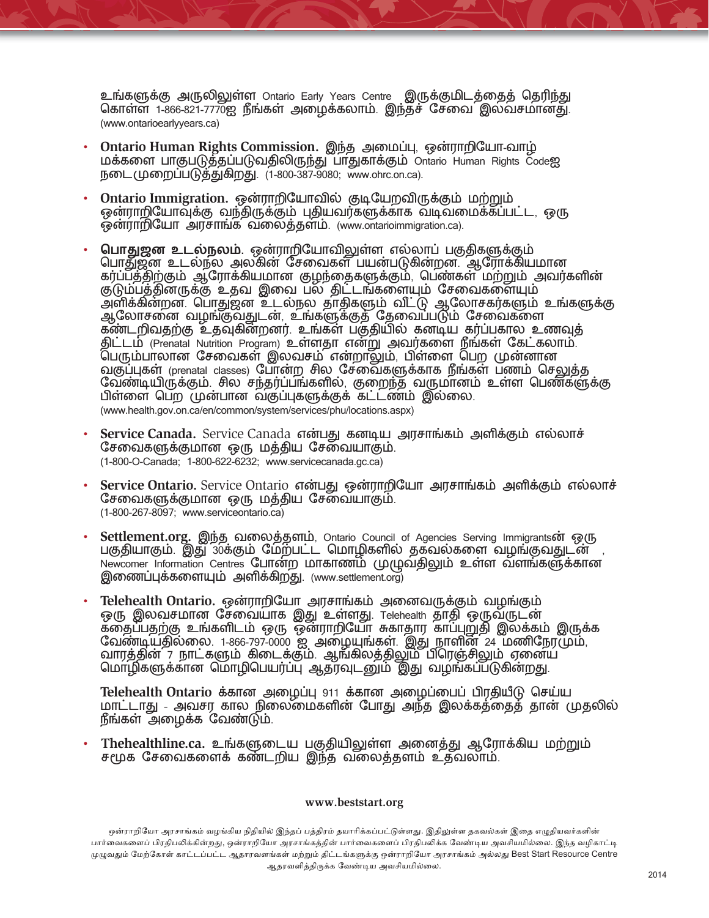உங்களுக்கு அருலிலுள்ள Ontario Early Years Centre இருக்குமிடத்தைத் தெரிந்து கொள்ள 1-866-821-7770ஐ நீங்கள் அழைக்கலாம். இந்தச் சேவை இலவசமானது. (www.ontarioearlyyears.ca)

- **Ontario Human Rights Commission.** இந்த அமைப்பு, ஒன்ராறியோ-வாழ் மக்களை பாகுபடுத்தப்படுவதிலிருந்து பாதுகாக்கும் Ontario Human Rights Codeஐ நடைமுறைப்படுத்துகிறது. (1-800-387-9080; www.ohrc.on.ca).
- **Ontario Immigration.** ஒன்ராறியோவில் குடியேறவிருக்கும் மற்றும் ஒன்ராறியோவுக்கு வந்திருக்கும் புதியவர்களுக்காக வடிவமைக்கப்பட்ட, ஒரு ஒன்ராறியோ அரசாங்க வலைத்தளம். (www.ontarioimmigration.ca).
- **பொதுஜன உடல்நலம்.** ஒன்ராறியோவிலுள்ள எல்லாப் பகுதிகளுக்கும் பொதுஜன உடல்நல அலகின் சேவைகள் பயன்படுகின்றன. ஆரோக்கியமான கர்ப்பத்திற்கும் ஆரோக்கியமான குழந்தைகளுக்கும், பெண்கள் மற்றும் அவர்களின் குடும்பத்தினருக்கு உதவ இவை பல திட்டங்களையும் சேவைகளையும் அளிக்கின்றன. பொதுஜன உடல்நல தாதிகளும் வீட்டு ஆலோசகர்களும் உங்களுக்கு ஆலோசனை வழங்குவதுடன், உங்களுக்குத் தேவைப்படும் சேவைகளை கண்டறிவதற்கு உதவுகின்றனர். உங்கள் பகுதியில் கனடிய கர்ப்பகால உணவுத் திட்டம் (Prenatal Nutrition Program) உள்ளதா என்று அவர்களை நீங்கள் கேட்கலாம். பெரும்பாலான சேவைகள் இலவசம் என்றாலும், பிள்ளை பெற முன்னான வகுப்புகள் (prenatal classes) போன்ற சில சேவைகளுக்காக நீங்கள் பணம் செலுத்த வேண்டியிருக்கும். சில சந்தர்ப்பங்களில், குறைந்த வருமானம் உள்ள பெண்களுக்கு பிள்ளை பெற முன்பான வகுப்புகளுக்குக் கட்டணம் இல்லை. (www.health.gov.on.ca/en/common/system/services/phu/locations.aspx)
- **Service Canada.** Service Canada என்பது கனடிய அரசாங்கம் அளிக்கும் எல்லாச் சேவைகளுக்குமான ஒரு மத்திய சேவையாகும். (1-800-O-Canada; 1-800-622-6232; www.servicecanada.gc.ca)
- **Service Ontario.** Service Ontario என்பது ஒன்ராறியோ அரசாங்கம் அளிக்கும் எல்லாச் சேவைகளுக்குமான ஒரு மத்திய சேவையாகும். (1-800-267-8097; www.serviceontario.ca)
- **Settlement.org.** இந்த வலைத்தளம், Ontario Council of Agencies Serving Immigrantsன் ஒரு பகுதியாகும். இது 30க்கும் மேற்பட்ட மொழிகளில் தகவல்களை வழங்குவதுடன், Newcomer Information Centres போன்ற மாகாணம் முழுவதிலும் உள்ள வளங்களுக்கான இணைப்புக்களையும் அளிக்கிறது. (www.settlement.org)
- **Telehealth Ontario.** ஒன்ராறியோ அரசாங்கம் அனைவருக்கும் வழங்கும் ஒரு இலவசமான சேவையாக இது உள்ளது. Telehealth தாதி ஒருவருடன் கதைப்பதற்கு உங்களிடம் ஒரு ஒன்ராறியோ சுகாதார காப்புறுதி இலக்கம் இருக்க வேண்டியதில்லை. 1-866-797-0000 ஐ அழையுங்கள். இது நாளின் 24 மணிநேரமும், வாரத்தின் 7 நாட்களும் கிடைக்கும். ஆங்கிலத்திலும் பிரெஞ்சிலும் ஏனைய மொழிகளுக்கான மொழிபெயர்ப்பு ஆதரவுடனும் இது வழங்கப்படுகின்றது.

  **Telehealth Ontario** க்கான அழைப்பு 911 க்கான அழைப்பைப் பிரதியீடு செய்ய மாட்டாது - அவசர கால நிலைமைகளின் போது அந்த இலக்கத்தைத் தான் முதலில் நீங்கள் அழைக்க வேண்டும்.
- **Thehealthline.ca.** உங்களுடைய பகுதியிலுள்ள அனைத்து ஆரோக்கிய மற்றும் சமூக சேவைகளைக் கண்டறிய இந்த வலைத்தளம் உதவலாம்.

**www.beststart.org**

ஒன்ராறியோ அரசாங்கம் வழங்கிய நிதியில் இந்தப் பத்திரம் தயாரிக்கப்பட்டுள்ளது. இதிலுள்ள தகவல்கள் இதை எழுதியவர்களின் பார்வைகளைப் பிரதிபலிக்கின்றது, ஒன்ராறியோ அரசாங்கத்தின் பார்வைகளைப் பிரதிபலிக்க வேண்டிய அவசியமில்லை. இந்த வழிகாட்டி முழுவதும் மேற்கோள் காட்டப்பட்ட ஆதாரவளங்கள் மற்றும் திட்டங்களுக்கு ஒன்ராறியோ அரசாங்கம் அல்லது Best Start Resource Centre ஆதாரவளித்திருக்க வேண்டிய அவசியமில்லை.

2014